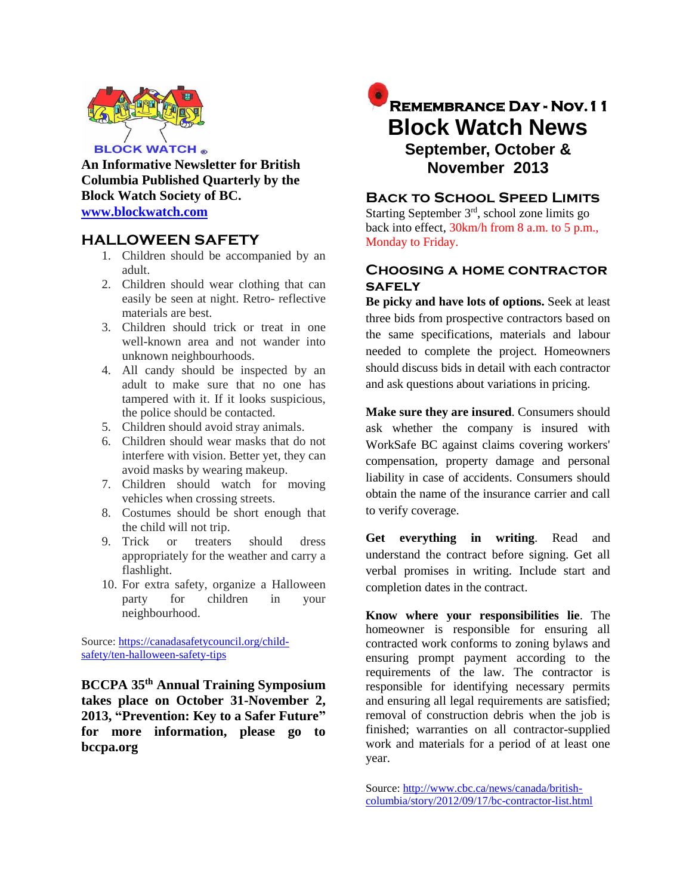BLOCK WATCH ®

**An Informative Newsletter for British Columbia Published Quarterly by the Block Watch Society of BC.**
**www.blockwatch.com**

## HALLOWEEN SAFETY

1. Children should be accompanied by an adult.
2. Children should wear clothing that can easily be seen at night. Retro- reflective materials are best.
3. Children should trick or treat in one well-known area and not wander into unknown neighbourhoods.
4. All candy should be inspected by an adult to make sure that no one has tampered with it. If it looks suspicious, the police should be contacted.
5. Children should avoid stray animals.
6. Children should wear masks that do not interfere with vision. Better yet, they can avoid masks by wearing makeup.
7. Children should watch for moving vehicles when crossing streets.
8. Costumes should be short enough that the child will not trip.
9. Trick or treaters should dress appropriately for the weather and carry a flashlight.
10. For extra safety, organize a Halloween party for children in your neighbourhood.

Source: https://canadasafetycouncil.org/child-safety/ten-halloween-safety-tips

**BCCPA 35th Annual Training Symposium takes place on October 31-November 2, 2013, "Prevention: Key to a Safer Future" for more information, please go to bccpa.org**

## REMEMBRANCE DAY - NOV. 11

# Block Watch News

## September, October & November 2013

## BACK TO SCHOOL SPEED LIMITS

Starting September 3rd, school zone limits go back into effect, 30km/h from 8 a.m. to 5 p.m., Monday to Friday.

## CHOOSING A HOME CONTRACTOR SAFELY

**Be picky and have lots of options.** Seek at least three bids from prospective contractors based on the same specifications, materials and labour needed to complete the project. Homeowners should discuss bids in detail with each contractor and ask questions about variations in pricing.

**Make sure they are insured**. Consumers should ask whether the company is insured with WorkSafe BC against claims covering workers' compensation, property damage and personal liability in case of accidents. Consumers should obtain the name of the insurance carrier and call to verify coverage.

**Get everything in writing**. Read and understand the contract before signing. Get all verbal promises in writing. Include start and completion dates in the contract.

**Know where your responsibilities lie**. The homeowner is responsible for ensuring all contracted work conforms to zoning bylaws and ensuring prompt payment according to the requirements of the law. The contractor is responsible for identifying necessary permits and ensuring all legal requirements are satisfied; removal of construction debris when the job is finished; warranties on all contractor-supplied work and materials for a period of at least one year.

Source: http://www.cbc.ca/news/canada/british-columbia/story/2012/09/17/bc-contractor-list.html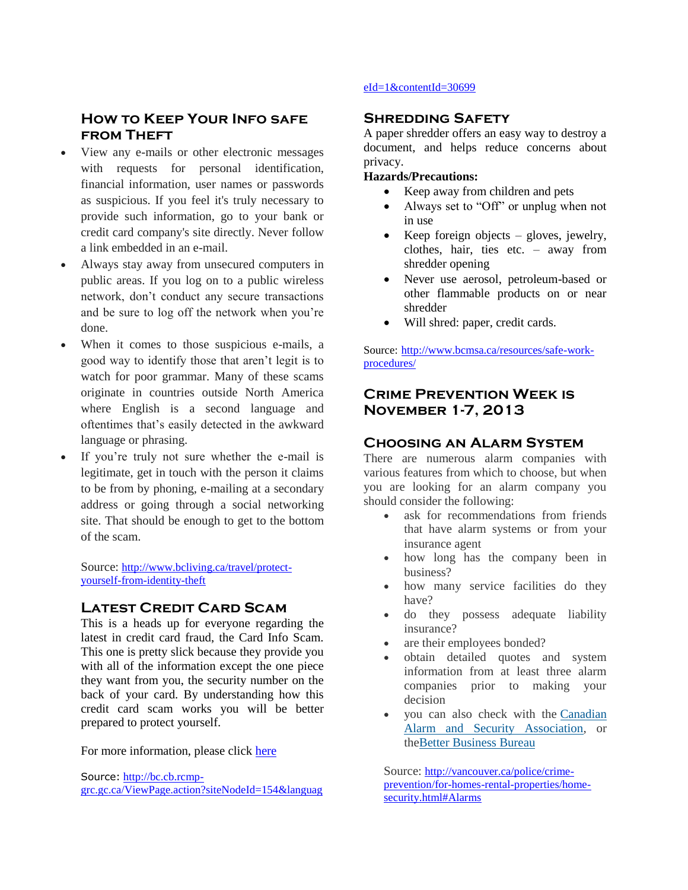## How to Keep Your Info safe from Theft

- View any e-mails or other electronic messages with requests for personal identification, financial information, user names or passwords as suspicious. If you feel it's truly necessary to provide such information, go to your bank or credit card company's site directly. Never follow a link embedded in an e-mail.
- Always stay away from unsecured computers in public areas. If you log on to a public wireless network, don't conduct any secure transactions and be sure to log off the network when you're done.
- When it comes to those suspicious e-mails, a good way to identify those that aren't legit is to watch for poor grammar. Many of these scams originate in countries outside North America where English is a second language and oftentimes that's easily detected in the awkward language or phrasing.
- If you're truly not sure whether the e-mail is legitimate, get in touch with the person it claims to be from by phoning, e-mailing at a secondary address or going through a social networking site. That should be enough to get to the bottom of the scam.

Source: http://www.bcliving.ca/travel/protect-yourself-from-identity-theft

## Latest Credit Card Scam

This is a heads up for everyone regarding the latest in credit card fraud, the Card Info Scam. This one is pretty slick because they provide you with all of the information except the one piece they want from you, the security number on the back of your card. By understanding how this credit card scam works you will be better prepared to protect yourself.

For more information, please click here

Source: http://bc.cb.rcmp-grc.gc.ca/ViewPage.action?siteNodeId=154&languageId=1&contentId=30699

## Shredding Safety

A paper shredder offers an easy way to destroy a document, and helps reduce concerns about privacy.

**Hazards/Precautions:**

- Keep away from children and pets
- Always set to "Off" or unplug when not in use
- Keep foreign objects – gloves, jewelry, clothes, hair, ties etc. – away from shredder opening
- Never use aerosol, petroleum-based or other flammable products on or near shredder
- Will shred: paper, credit cards.

Source: http://www.bcmsa.ca/resources/safe-work-procedures/

## Crime Prevention Week is November 1-7, 2013

## Choosing an Alarm System

There are numerous alarm companies with various features from which to choose, but when you are looking for an alarm company you should consider the following:

- ask for recommendations from friends that have alarm systems or from your insurance agent
- how long has the company been in business?
- how many service facilities do they have?
- do they possess adequate liability insurance?
- are their employees bonded?
- obtain detailed quotes and system information from at least three alarm companies prior to making your decision
- you can also check with the Canadian Alarm and Security Association, or theBetter Business Bureau

Source: http://vancouver.ca/police/crime-prevention/for-homes-rental-properties/home-security.html#Alarms